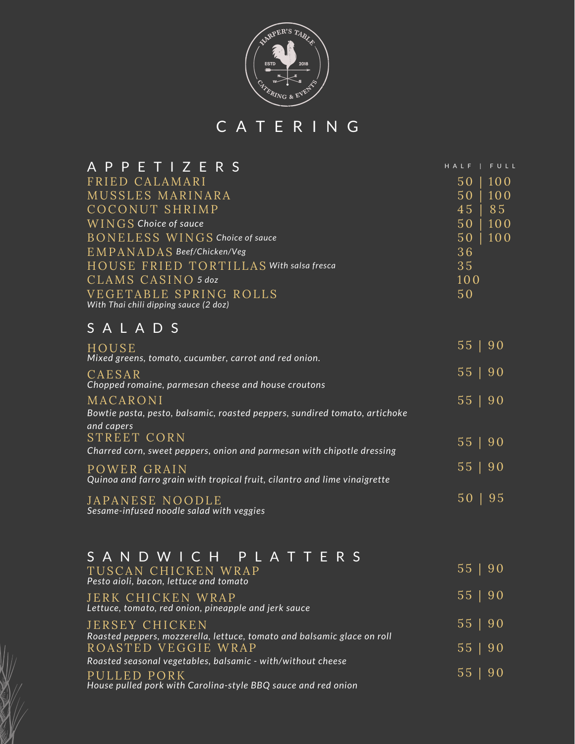HARPER'S TABLE
ESTD 2018
CATERING & EVENTS

# CATERING

## APPETIZERS

| Item | HALF | FULL |
|---|---|---|
| FRIED CALAMARI | 50 | 100 |
| MUSSLES MARINARA | 50 | 100 |
| COCONUT SHRIMP | 45 | 85 |
| WINGS *Choice of sauce* | 50 | 100 |
| BONELESS WINGS *Choice of sauce* | 50 | 100 |
| EMPANADAS *Beef/Chicken/Veg* | 36 | |
| HOUSE FRIED TORTILLAS *With salsa fresca* | 35 | |
| CLAMS CASINO *5 doz* | 100 | |
| VEGETABLE SPRING ROLLS *With Thai chili dipping sauce (2 doz)* | 50 | |

## SALADS

| Item | HALF | FULL |
|---|---|---|
| HOUSE *Mixed greens, tomato, cucumber, carrot and red onion.* | 55 | 90 |
| CAESAR *Chopped romaine, parmesan cheese and house croutons* | 55 | 90 |
| MACARONI *Bowtie pasta, pesto, balsamic, roasted peppers, sundired tomato, artichoke and capers* | 55 | 90 |
| STREET CORN *Charred corn, sweet peppers, onion and parmesan with chipotle dressing* | 55 | 90 |
| POWER GRAIN *Quinoa and farro grain with tropical fruit, cilantro and lime vinaigrette* | 55 | 90 |
| JAPANESE NOODLE *Sesame-infused noodle salad with veggies* | 50 | 95 |

## SANDWICH PLATTERS

| Item | HALF | FULL |
|---|---|---|
| TUSCAN CHICKEN WRAP *Pesto aioli, bacon, lettuce and tomato* | 55 | 90 |
| JERK CHICKEN WRAP *Lettuce, tomato, red onion, pineapple and jerk sauce* | 55 | 90 |
| JERSEY CHICKEN *Roasted peppers, mozzerella, lettuce, tomato and balsamic glace on roll* | 55 | 90 |
| ROASTED VEGGIE WRAP *Roasted seasonal vegetables, balsamic - with/without cheese* | 55 | 90 |
| PULLED PORK *House pulled pork with Carolina-style BBQ sauce and red onion* | 55 | 90 |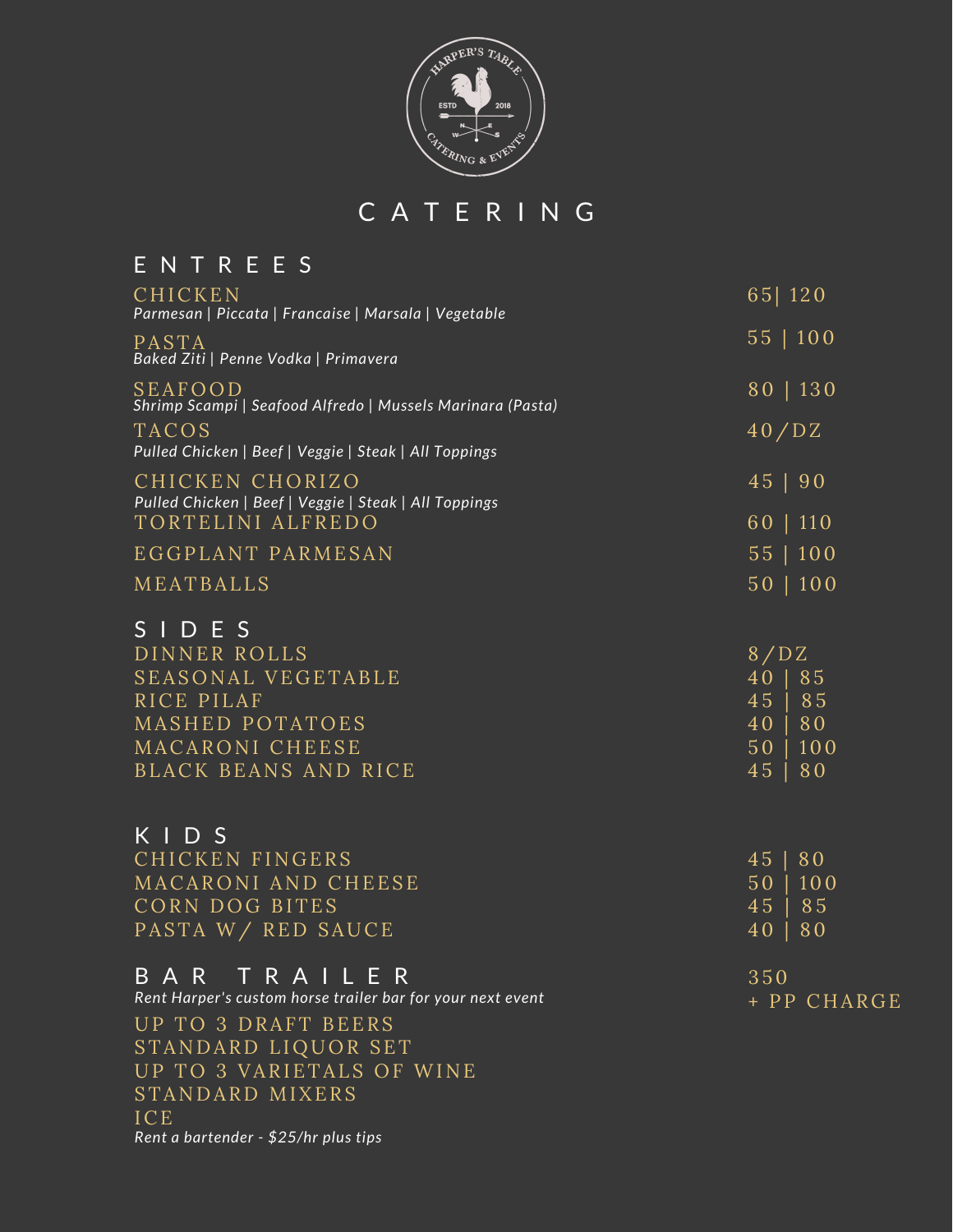# CATERING

## ENTREES

| | |
|---|---|
| CHICKEN<br>*Parmesan \| Piccata \| Francaise \| Marsala \| Vegetable* | 65\| 120 |
| PASTA<br>*Baked Ziti \| Penne Vodka \| Primavera* | 55 \| 100 |
| SEAFOOD<br>*Shrimp Scampi \| Seafood Alfredo \| Mussels Marinara (Pasta)* | 80 \| 130 |
| TACOS<br>*Pulled Chicken \| Beef \| Veggie \| Steak \| All Toppings* | 40/DZ |
| CHICKEN CHORIZO<br>*Pulled Chicken \| Beef \| Veggie \| Steak \| All Toppings* | 45 \| 90 |
| TORTELINI ALFREDO | 60 \| 110 |
| EGGPLANT PARMESAN | 55 \| 100 |
| MEATBALLS | 50 \| 100 |

## SIDES

| | |
|---|---|
| DINNER ROLLS | 8/DZ |
| SEASONAL VEGETABLE | 40 \| 85 |
| RICE PILAF | 45 \| 85 |
| MASHED POTATOES | 40 \| 80 |
| MACARONI CHEESE | 50 \| 100 |
| BLACK BEANS AND RICE | 45 \| 80 |

## KIDS

| | |
|---|---|
| CHICKEN FINGERS | 45 \| 80 |
| MACARONI AND CHEESE | 50 \| 100 |
| CORN DOG BITES | 45 \| 85 |
| PASTA W/ RED SAUCE | 40 \| 80 |

## BAR TRAILER

350
+ PP CHARGE

*Rent Harper's custom horse trailer bar for your next event*

UP TO 3 DRAFT BEERS
STANDARD LIQUOR SET
UP TO 3 VARIETALS OF WINE
STANDARD MIXERS
ICE

*Rent a bartender - $25/hr plus tips*